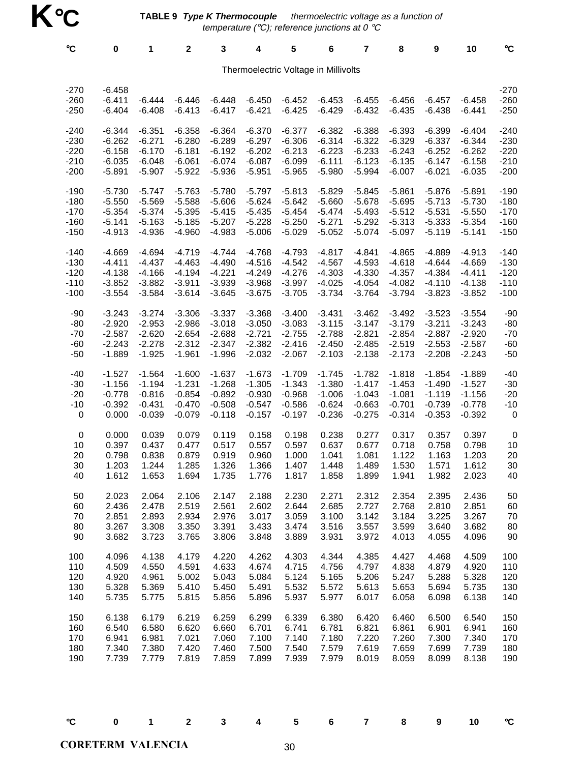# K °C

**TABLE 9** ***Type K Thermocouple*** *thermoelectric voltage as a function of temperature (°C); reference junctions at 0 °C*

| °C | 0 | 1 | 2 | 3 | 4 | 5 | 6 | 7 | 8 | 9 | 10 | °C |
|---|---|---|---|---|---|---|---|---|---|---|---|---|
| | | | | | Thermoelectric Voltage in Millivolts | | | | | | | |
| -270 | -6.458 | | | | | | | | | | | -270 |
| -260 | -6.411 | -6.444 | -6.446 | -6.448 | -6.450 | -6.452 | -6.453 | -6.455 | -6.456 | -6.457 | -6.458 | -260 |
| -250 | -6.404 | -6.408 | -6.413 | -6.417 | -6.421 | -6.425 | -6.429 | -6.432 | -6.435 | -6.438 | -6.441 | -250 |
| -240 | -6.344 | -6.351 | -6.358 | -6.364 | -6.370 | -6.377 | -6.382 | -6.388 | -6.393 | -6.399 | -6.404 | -240 |
| -230 | -6.262 | -6.271 | -6.280 | -6.289 | -6.297 | -6.306 | -6.314 | -6.322 | -6.329 | -6.337 | -6.344 | -230 |
| -220 | -6.158 | -6.170 | -6.181 | -6.192 | -6.202 | -6.213 | -6.223 | -6.233 | -6.243 | -6.252 | -6.262 | -220 |
| -210 | -6.035 | -6.048 | -6.061 | -6.074 | -6.087 | -6.099 | -6.111 | -6.123 | -6.135 | -6.147 | -6.158 | -210 |
| -200 | -5.891 | -5.907 | -5.922 | -5.936 | -5.951 | -5.965 | -5.980 | -5.994 | -6.007 | -6.021 | -6.035 | -200 |
| -190 | -5.730 | -5.747 | -5.763 | -5.780 | -5.797 | -5.813 | -5.829 | -5.845 | -5.861 | -5.876 | -5.891 | -190 |
| -180 | -5.550 | -5.569 | -5.588 | -5.606 | -5.624 | -5.642 | -5.660 | -5.678 | -5.695 | -5.713 | -5.730 | -180 |
| -170 | -5.354 | -5.374 | -5.395 | -5.415 | -5.435 | -5.454 | -5.474 | -5.493 | -5.512 | -5.531 | -5.550 | -170 |
| -160 | -5.141 | -5.163 | -5.185 | -5.207 | -5.228 | -5.250 | -5.271 | -5.292 | -5.313 | -5.333 | -5.354 | -160 |
| -150 | -4.913 | -4.936 | -4.960 | -4.983 | -5.006 | -5.029 | -5.052 | -5.074 | -5.097 | -5.119 | -5.141 | -150 |
| -140 | -4.669 | -4.694 | -4.719 | -4.744 | -4.768 | -4.793 | -4.817 | -4.841 | -4.865 | -4.889 | -4.913 | -140 |
| -130 | -4.411 | -4.437 | -4.463 | -4.490 | -4.516 | -4.542 | -4.567 | -4.593 | -4.618 | -4.644 | -4.669 | -130 |
| -120 | -4.138 | -4.166 | -4.194 | -4.221 | -4.249 | -4.276 | -4.303 | -4.330 | -4.357 | -4.384 | -4.411 | -120 |
| -110 | -3.852 | -3.882 | -3.911 | -3.939 | -3.968 | -3.997 | -4.025 | -4.054 | -4.082 | -4.110 | -4.138 | -110 |
| -100 | -3.554 | -3.584 | -3.614 | -3.645 | -3.675 | -3.705 | -3.734 | -3.764 | -3.794 | -3.823 | -3.852 | -100 |
| -90 | -3.243 | -3.274 | -3.306 | -3.337 | -3.368 | -3.400 | -3.431 | -3.462 | -3.492 | -3.523 | -3.554 | -90 |
| -80 | -2.920 | -2.953 | -2.986 | -3.018 | -3.050 | -3.083 | -3.115 | -3.147 | -3.179 | -3.211 | -3.243 | -80 |
| -70 | -2.587 | -2.620 | -2.654 | -2.688 | -2.721 | -2.755 | -2.788 | -2.821 | -2.854 | -2.887 | -2.920 | -70 |
| -60 | -2.243 | -2.278 | -2.312 | -2.347 | -2.382 | -2.416 | -2.450 | -2.485 | -2.519 | -2.553 | -2.587 | -60 |
| -50 | -1.889 | -1.925 | -1.961 | -1.996 | -2.032 | -2.067 | -2.103 | -2.138 | -2.173 | -2.208 | -2.243 | -50 |
| -40 | -1.527 | -1.564 | -1.600 | -1.637 | -1.673 | -1.709 | -1.745 | -1.782 | -1.818 | -1.854 | -1.889 | -40 |
| -30 | -1.156 | -1.194 | -1.231 | -1.268 | -1.305 | -1.343 | -1.380 | -1.417 | -1.453 | -1.490 | -1.527 | -30 |
| -20 | -0.778 | -0.816 | -0.854 | -0.892 | -0.930 | -0.968 | -1.006 | -1.043 | -1.081 | -1.119 | -1.156 | -20 |
| -10 | -0.392 | -0.431 | -0.470 | -0.508 | -0.547 | -0.586 | -0.624 | -0.663 | -0.701 | -0.739 | -0.778 | -10 |
| 0 | 0.000 | -0.039 | -0.079 | -0.118 | -0.157 | -0.197 | -0.236 | -0.275 | -0.314 | -0.353 | -0.392 | 0 |
| 0 | 0.000 | 0.039 | 0.079 | 0.119 | 0.158 | 0.198 | 0.238 | 0.277 | 0.317 | 0.357 | 0.397 | 0 |
| 10 | 0.397 | 0.437 | 0.477 | 0.517 | 0.557 | 0.597 | 0.637 | 0.677 | 0.718 | 0.758 | 0.798 | 10 |
| 20 | 0.798 | 0.838 | 0.879 | 0.919 | 0.960 | 1.000 | 1.041 | 1.081 | 1.122 | 1.163 | 1.203 | 20 |
| 30 | 1.203 | 1.244 | 1.285 | 1.326 | 1.366 | 1.407 | 1.448 | 1.489 | 1.530 | 1.571 | 1.612 | 30 |
| 40 | 1.612 | 1.653 | 1.694 | 1.735 | 1.776 | 1.817 | 1.858 | 1.899 | 1.941 | 1.982 | 2.023 | 40 |
| 50 | 2.023 | 2.064 | 2.106 | 2.147 | 2.188 | 2.230 | 2.271 | 2.312 | 2.354 | 2.395 | 2.436 | 50 |
| 60 | 2.436 | 2.478 | 2.519 | 2.561 | 2.602 | 2.644 | 2.685 | 2.727 | 2.768 | 2.810 | 2.851 | 60 |
| 70 | 2.851 | 2.893 | 2.934 | 2.976 | 3.017 | 3.059 | 3.100 | 3.142 | 3.184 | 3.225 | 3.267 | 70 |
| 80 | 3.267 | 3.308 | 3.350 | 3.391 | 3.433 | 3.474 | 3.516 | 3.557 | 3.599 | 3.640 | 3.682 | 80 |
| 90 | 3.682 | 3.723 | 3.765 | 3.806 | 3.848 | 3.889 | 3.931 | 3.972 | 4.013 | 4.055 | 4.096 | 90 |
| 100 | 4.096 | 4.138 | 4.179 | 4.220 | 4.262 | 4.303 | 4.344 | 4.385 | 4.427 | 4.468 | 4.509 | 100 |
| 110 | 4.509 | 4.550 | 4.591 | 4.633 | 4.674 | 4.715 | 4.756 | 4.797 | 4.838 | 4.879 | 4.920 | 110 |
| 120 | 4.920 | 4.961 | 5.002 | 5.043 | 5.084 | 5.124 | 5.165 | 5.206 | 5.247 | 5.288 | 5.328 | 120 |
| 130 | 5.328 | 5.369 | 5.410 | 5.450 | 5.491 | 5.532 | 5.572 | 5.613 | 5.653 | 5.694 | 5.735 | 130 |
| 140 | 5.735 | 5.775 | 5.815 | 5.856 | 5.896 | 5.937 | 5.977 | 6.017 | 6.058 | 6.098 | 6.138 | 140 |
| 150 | 6.138 | 6.179 | 6.219 | 6.259 | 6.299 | 6.339 | 6.380 | 6.420 | 6.460 | 6.500 | 6.540 | 150 |
| 160 | 6.540 | 6.580 | 6.620 | 6.660 | 6.701 | 6.741 | 6.781 | 6.821 | 6.861 | 6.901 | 6.941 | 160 |
| 170 | 6.941 | 6.981 | 7.021 | 7.060 | 7.100 | 7.140 | 7.180 | 7.220 | 7.260 | 7.300 | 7.340 | 170 |
| 180 | 7.340 | 7.380 | 7.420 | 7.460 | 7.500 | 7.540 | 7.579 | 7.619 | 7.659 | 7.699 | 7.739 | 180 |
| 190 | 7.739 | 7.779 | 7.819 | 7.859 | 7.899 | 7.939 | 7.979 | 8.019 | 8.059 | 8.099 | 8.138 | 190 |
| °C | 0 | 1 | 2 | 3 | 4 | 5 | 6 | 7 | 8 | 9 | 10 | °C |

**CORETERM VALENCIA**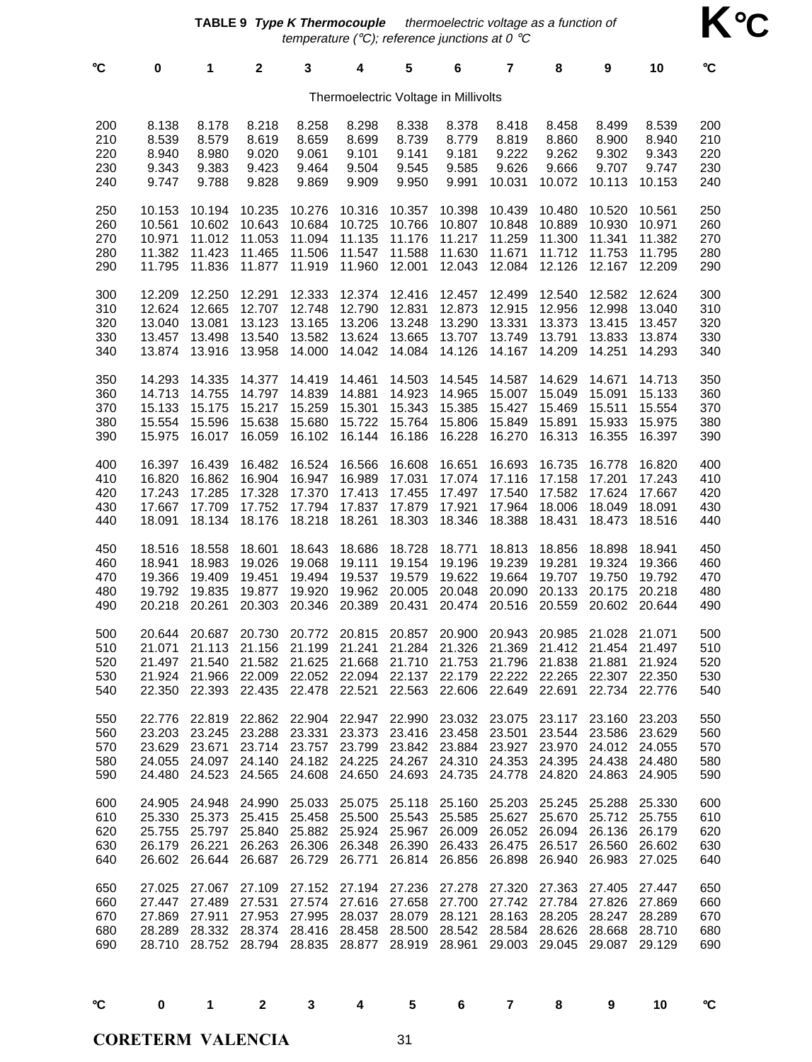**TABLE 9** ***Type K Thermocouple*** *thermoelectric voltage as a function of temperature (°C); reference junctions at 0 °C*

# K °C

Thermoelectric Voltage in Millivolts

| °C | 0 | 1 | 2 | 3 | 4 | 5 | 6 | 7 | 8 | 9 | 10 | °C |
|---|---|---|---|---|---|---|---|---|---|---|---|---|
| 200 | 8.138 | 8.178 | 8.218 | 8.258 | 8.298 | 8.338 | 8.378 | 8.418 | 8.458 | 8.499 | 8.539 | 200 |
| 210 | 8.539 | 8.579 | 8.619 | 8.659 | 8.699 | 8.739 | 8.779 | 8.819 | 8.860 | 8.900 | 8.940 | 210 |
| 220 | 8.940 | 8.980 | 9.020 | 9.061 | 9.101 | 9.141 | 9.181 | 9.222 | 9.262 | 9.302 | 9.343 | 220 |
| 230 | 9.343 | 9.383 | 9.423 | 9.464 | 9.504 | 9.545 | 9.585 | 9.626 | 9.666 | 9.707 | 9.747 | 230 |
| 240 | 9.747 | 9.788 | 9.828 | 9.869 | 9.909 | 9.950 | 9.991 | 10.031 | 10.072 | 10.113 | 10.153 | 240 |
| 250 | 10.153 | 10.194 | 10.235 | 10.276 | 10.316 | 10.357 | 10.398 | 10.439 | 10.480 | 10.520 | 10.561 | 250 |
| 260 | 10.561 | 10.602 | 10.643 | 10.684 | 10.725 | 10.766 | 10.807 | 10.848 | 10.889 | 10.930 | 10.971 | 260 |
| 270 | 10.971 | 11.012 | 11.053 | 11.094 | 11.135 | 11.176 | 11.217 | 11.259 | 11.300 | 11.341 | 11.382 | 270 |
| 280 | 11.382 | 11.423 | 11.465 | 11.506 | 11.547 | 11.588 | 11.630 | 11.671 | 11.712 | 11.753 | 11.795 | 280 |
| 290 | 11.795 | 11.836 | 11.877 | 11.919 | 11.960 | 12.001 | 12.043 | 12.084 | 12.126 | 12.167 | 12.209 | 290 |
| 300 | 12.209 | 12.250 | 12.291 | 12.333 | 12.374 | 12.416 | 12.457 | 12.499 | 12.540 | 12.582 | 12.624 | 300 |
| 310 | 12.624 | 12.665 | 12.707 | 12.748 | 12.790 | 12.831 | 12.873 | 12.915 | 12.956 | 12.998 | 13.040 | 310 |
| 320 | 13.040 | 13.081 | 13.123 | 13.165 | 13.206 | 13.248 | 13.290 | 13.331 | 13.373 | 13.415 | 13.457 | 320 |
| 330 | 13.457 | 13.498 | 13.540 | 13.582 | 13.624 | 13.665 | 13.707 | 13.749 | 13.791 | 13.833 | 13.874 | 330 |
| 340 | 13.874 | 13.916 | 13.958 | 14.000 | 14.042 | 14.084 | 14.126 | 14.167 | 14.209 | 14.251 | 14.293 | 340 |
| 350 | 14.293 | 14.335 | 14.377 | 14.419 | 14.461 | 14.503 | 14.545 | 14.587 | 14.629 | 14.671 | 14.713 | 350 |
| 360 | 14.713 | 14.755 | 14.797 | 14.839 | 14.881 | 14.923 | 14.965 | 15.007 | 15.049 | 15.091 | 15.133 | 360 |
| 370 | 15.133 | 15.175 | 15.217 | 15.259 | 15.301 | 15.343 | 15.385 | 15.427 | 15.469 | 15.511 | 15.554 | 370 |
| 380 | 15.554 | 15.596 | 15.638 | 15.680 | 15.722 | 15.764 | 15.806 | 15.849 | 15.891 | 15.933 | 15.975 | 380 |
| 390 | 15.975 | 16.017 | 16.059 | 16.102 | 16.144 | 16.186 | 16.228 | 16.270 | 16.313 | 16.355 | 16.397 | 390 |
| 400 | 16.397 | 16.439 | 16.482 | 16.524 | 16.566 | 16.608 | 16.651 | 16.693 | 16.735 | 16.778 | 16.820 | 400 |
| 410 | 16.820 | 16.862 | 16.904 | 16.947 | 16.989 | 17.031 | 17.074 | 17.116 | 17.158 | 17.201 | 17.243 | 410 |
| 420 | 17.243 | 17.285 | 17.328 | 17.370 | 17.413 | 17.455 | 17.497 | 17.540 | 17.582 | 17.624 | 17.667 | 420 |
| 430 | 17.667 | 17.709 | 17.752 | 17.794 | 17.837 | 17.879 | 17.921 | 17.964 | 18.006 | 18.049 | 18.091 | 430 |
| 440 | 18.091 | 18.134 | 18.176 | 18.218 | 18.261 | 18.303 | 18.346 | 18.388 | 18.431 | 18.473 | 18.516 | 440 |
| 450 | 18.516 | 18.558 | 18.601 | 18.643 | 18.686 | 18.728 | 18.771 | 18.813 | 18.856 | 18.898 | 18.941 | 450 |
| 460 | 18.941 | 18.983 | 19.026 | 19.068 | 19.111 | 19.154 | 19.196 | 19.239 | 19.281 | 19.324 | 19.366 | 460 |
| 470 | 19.366 | 19.409 | 19.451 | 19.494 | 19.537 | 19.579 | 19.622 | 19.664 | 19.707 | 19.750 | 19.792 | 470 |
| 480 | 19.792 | 19.835 | 19.877 | 19.920 | 19.962 | 20.005 | 20.048 | 20.090 | 20.133 | 20.175 | 20.218 | 480 |
| 490 | 20.218 | 20.261 | 20.303 | 20.346 | 20.389 | 20.431 | 20.474 | 20.516 | 20.559 | 20.602 | 20.644 | 490 |
| 500 | 20.644 | 20.687 | 20.730 | 20.772 | 20.815 | 20.857 | 20.900 | 20.943 | 20.985 | 21.028 | 21.071 | 500 |
| 510 | 21.071 | 21.113 | 21.156 | 21.199 | 21.241 | 21.284 | 21.326 | 21.369 | 21.412 | 21.454 | 21.497 | 510 |
| 520 | 21.497 | 21.540 | 21.582 | 21.625 | 21.668 | 21.710 | 21.753 | 21.796 | 21.838 | 21.881 | 21.924 | 520 |
| 530 | 21.924 | 21.966 | 22.009 | 22.052 | 22.094 | 22.137 | 22.179 | 22.222 | 22.265 | 22.307 | 22.350 | 530 |
| 540 | 22.350 | 22.393 | 22.435 | 22.478 | 22.521 | 22.563 | 22.606 | 22.649 | 22.691 | 22.734 | 22.776 | 540 |
| 550 | 22.776 | 22.819 | 22.862 | 22.904 | 22.947 | 22.990 | 23.032 | 23.075 | 23.117 | 23.160 | 23.203 | 550 |
| 560 | 23.203 | 23.245 | 23.288 | 23.331 | 23.373 | 23.416 | 23.458 | 23.501 | 23.544 | 23.586 | 23.629 | 560 |
| 570 | 23.629 | 23.671 | 23.714 | 23.757 | 23.799 | 23.842 | 23.884 | 23.927 | 23.970 | 24.012 | 24.055 | 570 |
| 580 | 24.055 | 24.097 | 24.140 | 24.182 | 24.225 | 24.267 | 24.310 | 24.353 | 24.395 | 24.438 | 24.480 | 580 |
| 590 | 24.480 | 24.523 | 24.565 | 24.608 | 24.650 | 24.693 | 24.735 | 24.778 | 24.820 | 24.863 | 24.905 | 590 |
| 600 | 24.905 | 24.948 | 24.990 | 25.033 | 25.075 | 25.118 | 25.160 | 25.203 | 25.245 | 25.288 | 25.330 | 600 |
| 610 | 25.330 | 25.373 | 25.415 | 25.458 | 25.500 | 25.543 | 25.585 | 25.627 | 25.670 | 25.712 | 25.755 | 610 |
| 620 | 25.755 | 25.797 | 25.840 | 25.882 | 25.924 | 25.967 | 26.009 | 26.052 | 26.094 | 26.136 | 26.179 | 620 |
| 630 | 26.179 | 26.221 | 26.263 | 26.306 | 26.348 | 26.390 | 26.433 | 26.475 | 26.517 | 26.560 | 26.602 | 630 |
| 640 | 26.602 | 26.644 | 26.687 | 26.729 | 26.771 | 26.814 | 26.856 | 26.898 | 26.940 | 26.983 | 27.025 | 640 |
| 650 | 27.025 | 27.067 | 27.109 | 27.152 | 27.194 | 27.236 | 27.278 | 27.320 | 27.363 | 27.405 | 27.447 | 650 |
| 660 | 27.447 | 27.489 | 27.531 | 27.574 | 27.616 | 27.658 | 27.700 | 27.742 | 27.784 | 27.826 | 27.869 | 660 |
| 670 | 27.869 | 27.911 | 27.953 | 27.995 | 28.037 | 28.079 | 28.121 | 28.163 | 28.205 | 28.247 | 28.289 | 670 |
| 680 | 28.289 | 28.332 | 28.374 | 28.416 | 28.458 | 28.500 | 28.542 | 28.584 | 28.626 | 28.668 | 28.710 | 680 |
| 690 | 28.710 | 28.752 | 28.794 | 28.835 | 28.877 | 28.919 | 28.961 | 29.003 | 29.045 | 29.087 | 29.129 | 690 |
| °C | 0 | 1 | 2 | 3 | 4 | 5 | 6 | 7 | 8 | 9 | 10 | °C |

**CORETERM VALENCIA**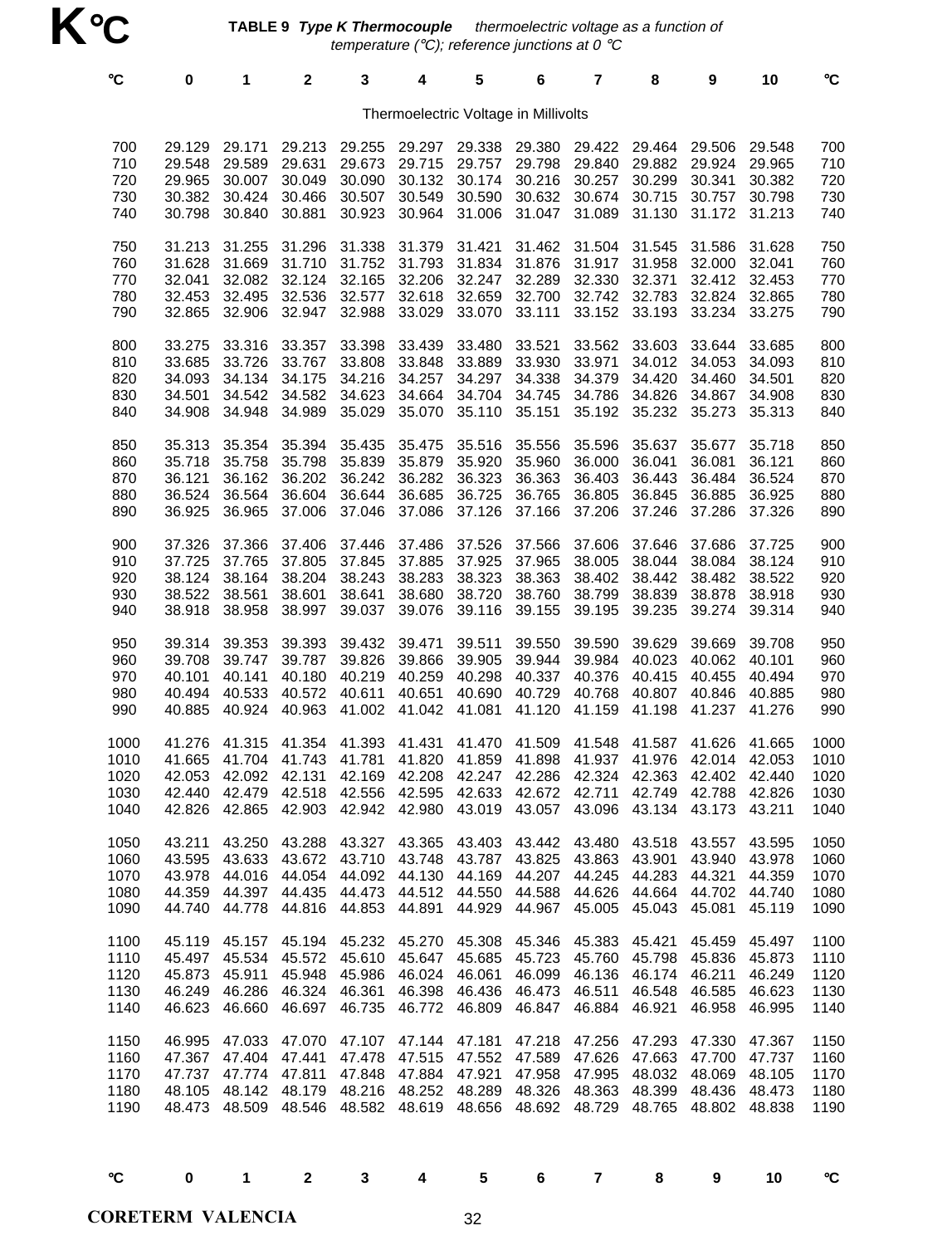# K °C

**TABLE 9** ***Type K Thermocouple*** *thermoelectric voltage as a function of temperature (°C); reference junctions at 0 °C*

| °C | 0 | 1 | 2 | 3 | 4 | 5 | 6 | 7 | 8 | 9 | 10 | °C |
|---|---|---|---|---|---|---|---|---|---|---|---|---|
| | | | | | Thermoelectric Voltage in Millivolts | | | | | | | |
| 700 | 29.129 | 29.171 | 29.213 | 29.255 | 29.297 | 29.338 | 29.380 | 29.422 | 29.464 | 29.506 | 29.548 | 700 |
| 710 | 29.548 | 29.589 | 29.631 | 29.673 | 29.715 | 29.757 | 29.798 | 29.840 | 29.882 | 29.924 | 29.965 | 710 |
| 720 | 29.965 | 30.007 | 30.049 | 30.090 | 30.132 | 30.174 | 30.216 | 30.257 | 30.299 | 30.341 | 30.382 | 720 |
| 730 | 30.382 | 30.424 | 30.466 | 30.507 | 30.549 | 30.590 | 30.632 | 30.674 | 30.715 | 30.757 | 30.798 | 730 |
| 740 | 30.798 | 30.840 | 30.881 | 30.923 | 30.964 | 31.006 | 31.047 | 31.089 | 31.130 | 31.172 | 31.213 | 740 |
| 750 | 31.213 | 31.255 | 31.296 | 31.338 | 31.379 | 31.421 | 31.462 | 31.504 | 31.545 | 31.586 | 31.628 | 750 |
| 760 | 31.628 | 31.669 | 31.710 | 31.752 | 31.793 | 31.834 | 31.876 | 31.917 | 31.958 | 32.000 | 32.041 | 760 |
| 770 | 32.041 | 32.082 | 32.124 | 32.165 | 32.206 | 32.247 | 32.289 | 32.330 | 32.371 | 32.412 | 32.453 | 770 |
| 780 | 32.453 | 32.495 | 32.536 | 32.577 | 32.618 | 32.659 | 32.700 | 32.742 | 32.783 | 32.824 | 32.865 | 780 |
| 790 | 32.865 | 32.906 | 32.947 | 32.988 | 33.029 | 33.070 | 33.111 | 33.152 | 33.193 | 33.234 | 33.275 | 790 |
| 800 | 33.275 | 33.316 | 33.357 | 33.398 | 33.439 | 33.480 | 33.521 | 33.562 | 33.603 | 33.644 | 33.685 | 800 |
| 810 | 33.685 | 33.726 | 33.767 | 33.808 | 33.848 | 33.889 | 33.930 | 33.971 | 34.012 | 34.053 | 34.093 | 810 |
| 820 | 34.093 | 34.134 | 34.175 | 34.216 | 34.257 | 34.297 | 34.338 | 34.379 | 34.420 | 34.460 | 34.501 | 820 |
| 830 | 34.501 | 34.542 | 34.582 | 34.623 | 34.664 | 34.704 | 34.745 | 34.786 | 34.826 | 34.867 | 34.908 | 830 |
| 840 | 34.908 | 34.948 | 34.989 | 35.029 | 35.070 | 35.110 | 35.151 | 35.192 | 35.232 | 35.273 | 35.313 | 840 |
| 850 | 35.313 | 35.354 | 35.394 | 35.435 | 35.475 | 35.516 | 35.556 | 35.596 | 35.637 | 35.677 | 35.718 | 850 |
| 860 | 35.718 | 35.758 | 35.798 | 35.839 | 35.879 | 35.920 | 35.960 | 36.000 | 36.041 | 36.081 | 36.121 | 860 |
| 870 | 36.121 | 36.162 | 36.202 | 36.242 | 36.282 | 36.323 | 36.363 | 36.403 | 36.443 | 36.484 | 36.524 | 870 |
| 880 | 36.524 | 36.564 | 36.604 | 36.644 | 36.685 | 36.725 | 36.765 | 36.805 | 36.845 | 36.885 | 36.925 | 880 |
| 890 | 36.925 | 36.965 | 37.006 | 37.046 | 37.086 | 37.126 | 37.166 | 37.206 | 37.246 | 37.286 | 37.326 | 890 |
| 900 | 37.326 | 37.366 | 37.406 | 37.446 | 37.486 | 37.526 | 37.566 | 37.606 | 37.646 | 37.686 | 37.725 | 900 |
| 910 | 37.725 | 37.765 | 37.805 | 37.845 | 37.885 | 37.925 | 37.965 | 38.005 | 38.044 | 38.084 | 38.124 | 910 |
| 920 | 38.124 | 38.164 | 38.204 | 38.243 | 38.283 | 38.323 | 38.363 | 38.402 | 38.442 | 38.482 | 38.522 | 920 |
| 930 | 38.522 | 38.561 | 38.601 | 38.641 | 38.680 | 38.720 | 38.760 | 38.799 | 38.839 | 38.878 | 38.918 | 930 |
| 940 | 38.918 | 38.958 | 38.997 | 39.037 | 39.076 | 39.116 | 39.155 | 39.195 | 39.235 | 39.274 | 39.314 | 940 |
| 950 | 39.314 | 39.353 | 39.393 | 39.432 | 39.471 | 39.511 | 39.550 | 39.590 | 39.629 | 39.669 | 39.708 | 950 |
| 960 | 39.708 | 39.747 | 39.787 | 39.826 | 39.866 | 39.905 | 39.944 | 39.984 | 40.023 | 40.062 | 40.101 | 960 |
| 970 | 40.101 | 40.141 | 40.180 | 40.219 | 40.259 | 40.298 | 40.337 | 40.376 | 40.415 | 40.455 | 40.494 | 970 |
| 980 | 40.494 | 40.533 | 40.572 | 40.611 | 40.651 | 40.690 | 40.729 | 40.768 | 40.807 | 40.846 | 40.885 | 980 |
| 990 | 40.885 | 40.924 | 40.963 | 41.002 | 41.042 | 41.081 | 41.120 | 41.159 | 41.198 | 41.237 | 41.276 | 990 |
| 1000 | 41.276 | 41.315 | 41.354 | 41.393 | 41.431 | 41.470 | 41.509 | 41.548 | 41.587 | 41.626 | 41.665 | 1000 |
| 1010 | 41.665 | 41.704 | 41.743 | 41.781 | 41.820 | 41.859 | 41.898 | 41.937 | 41.976 | 42.014 | 42.053 | 1010 |
| 1020 | 42.053 | 42.092 | 42.131 | 42.169 | 42.208 | 42.247 | 42.286 | 42.324 | 42.363 | 42.402 | 42.440 | 1020 |
| 1030 | 42.440 | 42.479 | 42.518 | 42.556 | 42.595 | 42.633 | 42.672 | 42.711 | 42.749 | 42.788 | 42.826 | 1030 |
| 1040 | 42.826 | 42.865 | 42.903 | 42.942 | 42.980 | 43.019 | 43.057 | 43.096 | 43.134 | 43.173 | 43.211 | 1040 |
| 1050 | 43.211 | 43.250 | 43.288 | 43.327 | 43.365 | 43.403 | 43.442 | 43.480 | 43.518 | 43.557 | 43.595 | 1050 |
| 1060 | 43.595 | 43.633 | 43.672 | 43.710 | 43.748 | 43.787 | 43.825 | 43.863 | 43.901 | 43.940 | 43.978 | 1060 |
| 1070 | 43.978 | 44.016 | 44.054 | 44.092 | 44.130 | 44.169 | 44.207 | 44.245 | 44.283 | 44.321 | 44.359 | 1070 |
| 1080 | 44.359 | 44.397 | 44.435 | 44.473 | 44.512 | 44.550 | 44.588 | 44.626 | 44.664 | 44.702 | 44.740 | 1080 |
| 1090 | 44.740 | 44.778 | 44.816 | 44.853 | 44.891 | 44.929 | 44.967 | 45.005 | 45.043 | 45.081 | 45.119 | 1090 |
| 1100 | 45.119 | 45.157 | 45.194 | 45.232 | 45.270 | 45.308 | 45.346 | 45.383 | 45.421 | 45.459 | 45.497 | 1100 |
| 1110 | 45.497 | 45.534 | 45.572 | 45.610 | 45.647 | 45.685 | 45.723 | 45.760 | 45.798 | 45.836 | 45.873 | 1110 |
| 1120 | 45.873 | 45.911 | 45.948 | 45.986 | 46.024 | 46.061 | 46.099 | 46.136 | 46.174 | 46.211 | 46.249 | 1120 |
| 1130 | 46.249 | 46.286 | 46.324 | 46.361 | 46.398 | 46.436 | 46.473 | 46.511 | 46.548 | 46.585 | 46.623 | 1130 |
| 1140 | 46.623 | 46.660 | 46.697 | 46.735 | 46.772 | 46.809 | 46.847 | 46.884 | 46.921 | 46.958 | 46.995 | 1140 |
| 1150 | 46.995 | 47.033 | 47.070 | 47.107 | 47.144 | 47.181 | 47.218 | 47.256 | 47.293 | 47.330 | 47.367 | 1150 |
| 1160 | 47.367 | 47.404 | 47.441 | 47.478 | 47.515 | 47.552 | 47.589 | 47.626 | 47.663 | 47.700 | 47.737 | 1160 |
| 1170 | 47.737 | 47.774 | 47.811 | 47.848 | 47.884 | 47.921 | 47.958 | 47.995 | 48.032 | 48.069 | 48.105 | 1170 |
| 1180 | 48.105 | 48.142 | 48.179 | 48.216 | 48.252 | 48.289 | 48.326 | 48.363 | 48.399 | 48.436 | 48.473 | 1180 |
| 1190 | 48.473 | 48.509 | 48.546 | 48.582 | 48.619 | 48.656 | 48.692 | 48.729 | 48.765 | 48.802 | 48.838 | 1190 |
| °C | 0 | 1 | 2 | 3 | 4 | 5 | 6 | 7 | 8 | 9 | 10 | °C |

**CORETERM VALENCIA**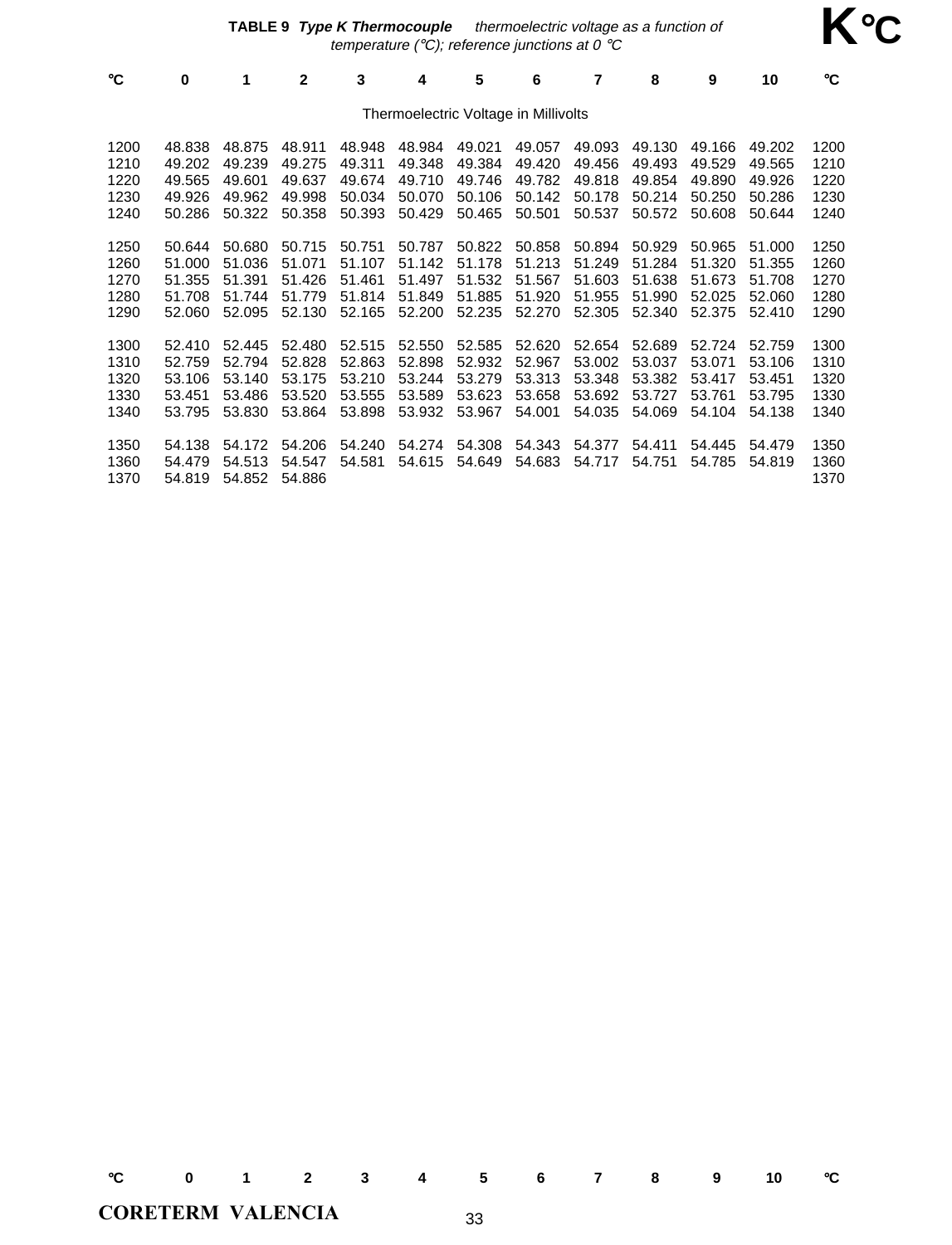**TABLE 9** ***Type K Thermocouple*** *thermoelectric voltage as a function of temperature (°C); reference junctions at 0 °C*

**K °C**

| °C | 0 | 1 | 2 | 3 | 4 | 5 | 6 | 7 | 8 | 9 | 10 | °C |
|---|---|---|---|---|---|---|---|---|---|---|---|---|
| | | | | | | Thermoelectric Voltage in Millivolts | | | | | | |
| 1200 | 48.838 | 48.875 | 48.911 | 48.948 | 48.984 | 49.021 | 49.057 | 49.093 | 49.130 | 49.166 | 49.202 | 1200 |
| 1210 | 49.202 | 49.239 | 49.275 | 49.311 | 49.348 | 49.384 | 49.420 | 49.456 | 49.493 | 49.529 | 49.565 | 1210 |
| 1220 | 49.565 | 49.601 | 49.637 | 49.674 | 49.710 | 49.746 | 49.782 | 49.818 | 49.854 | 49.890 | 49.926 | 1220 |
| 1230 | 49.926 | 49.962 | 49.998 | 50.034 | 50.070 | 50.106 | 50.142 | 50.178 | 50.214 | 50.250 | 50.286 | 1230 |
| 1240 | 50.286 | 50.322 | 50.358 | 50.393 | 50.429 | 50.465 | 50.501 | 50.537 | 50.572 | 50.608 | 50.644 | 1240 |
| 1250 | 50.644 | 50.680 | 50.715 | 50.751 | 50.787 | 50.822 | 50.858 | 50.894 | 50.929 | 50.965 | 51.000 | 1250 |
| 1260 | 51.000 | 51.036 | 51.071 | 51.107 | 51.142 | 51.178 | 51.213 | 51.249 | 51.284 | 51.320 | 51.355 | 1260 |
| 1270 | 51.355 | 51.391 | 51.426 | 51.461 | 51.497 | 51.532 | 51.567 | 51.603 | 51.638 | 51.673 | 51.708 | 1270 |
| 1280 | 51.708 | 51.744 | 51.779 | 51.814 | 51.849 | 51.885 | 51.920 | 51.955 | 51.990 | 52.025 | 52.060 | 1280 |
| 1290 | 52.060 | 52.095 | 52.130 | 52.165 | 52.200 | 52.235 | 52.270 | 52.305 | 52.340 | 52.375 | 52.410 | 1290 |
| 1300 | 52.410 | 52.445 | 52.480 | 52.515 | 52.550 | 52.585 | 52.620 | 52.654 | 52.689 | 52.724 | 52.759 | 1300 |
| 1310 | 52.759 | 52.794 | 52.828 | 52.863 | 52.898 | 52.932 | 52.967 | 53.002 | 53.037 | 53.071 | 53.106 | 1310 |
| 1320 | 53.106 | 53.140 | 53.175 | 53.210 | 53.244 | 53.279 | 53.313 | 53.348 | 53.382 | 53.417 | 53.451 | 1320 |
| 1330 | 53.451 | 53.486 | 53.520 | 53.555 | 53.589 | 53.623 | 53.658 | 53.692 | 53.727 | 53.761 | 53.795 | 1330 |
| 1340 | 53.795 | 53.830 | 53.864 | 53.898 | 53.932 | 53.967 | 54.001 | 54.035 | 54.069 | 54.104 | 54.138 | 1340 |
| 1350 | 54.138 | 54.172 | 54.206 | 54.240 | 54.274 | 54.308 | 54.343 | 54.377 | 54.411 | 54.445 | 54.479 | 1350 |
| 1360 | 54.479 | 54.513 | 54.547 | 54.581 | 54.615 | 54.649 | 54.683 | 54.717 | 54.751 | 54.785 | 54.819 | 1360 |
| 1370 | 54.819 | 54.852 | 54.886 | | | | | | | | | 1370 |
| °C | 0 | 1 | 2 | 3 | 4 | 5 | 6 | 7 | 8 | 9 | 10 | °C |